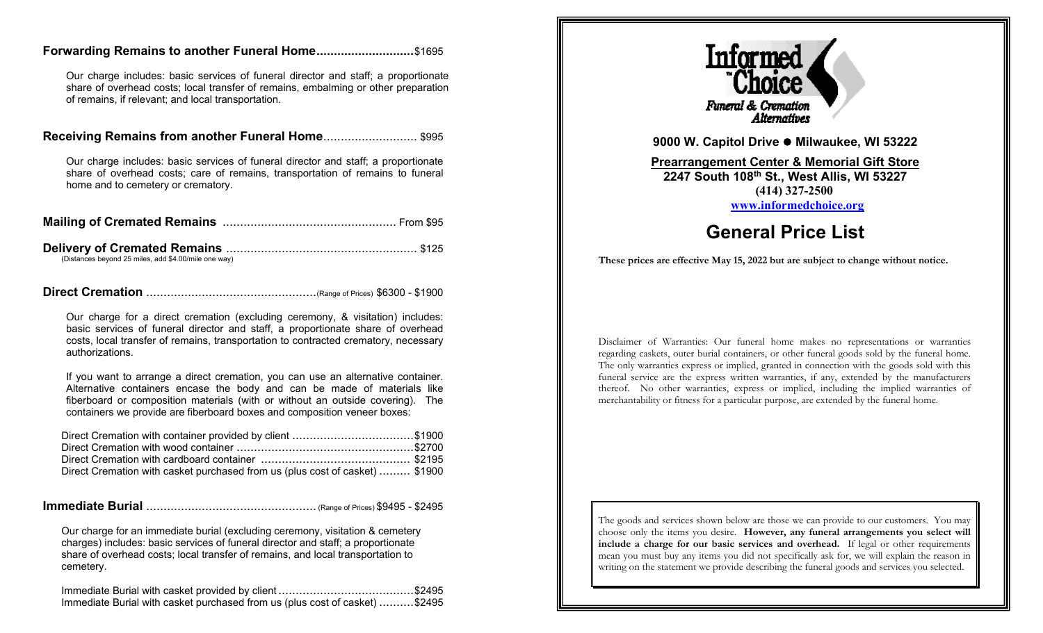## Forwarding Remains to another Funeral Home............................$1695

Our charge includes: basic services of funeral director and staff; a proportionate share of overhead costs; local transfer of remains, embalming or other preparation of remains, if relevant; and local transportation.

## Receiving Remains from another Funeral Home........................... $995

Our charge includes: basic services of funeral director and staff; a proportionate share of overhead costs; care of remains, transportation of remains to funeral home and to cemetery or crematory.

## Mailing of Cremated Remains ................................................. From $95

## Delivery of Cremated Remains ...................................................... $125

(Distances beyond 25 miles, add $4.00/mile one way)

## Direct Cremation ................................................(Range of Prices) $6300 - $1900

Our charge for a direct cremation (excluding ceremony, & visitation) includes: basic services of funeral director and staff, a proportionate share of overhead costs, local transfer of remains, transportation to contracted crematory, necessary authorizations.

If you want to arrange a direct cremation, you can use an alternative container. Alternative containers encase the body and can be made of materials like fiberboard or composition materials (with or without an outside covering). The containers we provide are fiberboard boxes and composition veneer boxes:

Direct Cremation with container provided by client ..................................$1900
Direct Cremation with wood container ..................................................$2700
Direct Cremation with cardboard container .......................................... $2195
Direct Cremation with casket purchased from us (plus cost of casket) ......... $1900

## Immediate Burial ................................................ (Range of Prices) $9495 - $2495

Our charge for an immediate burial (excluding ceremony, visitation & cemetery charges) includes: basic services of funeral director and staff; a proportionate share of overhead costs; local transfer of remains, and local transportation to cemetery.

Immediate Burial with casket provided by client .......................................$2495
Immediate Burial with casket purchased from us (plus cost of casket) ..........$2495

Informed Choice
Funeral & Cremation Alternatives

**9000 W. Capitol Drive ● Milwaukee, WI 53222**

**Prearrangement Center & Memorial Gift Store**
**2247 South 108th St., West Allis, WI 53227**
**(414) 327-2500**
**www.informedchoice.org**

# General Price List

**These prices are effective May 15, 2022 but are subject to change without notice.**

Disclaimer of Warranties: Our funeral home makes no representations or warranties regarding caskets, outer burial containers, or other funeral goods sold by the funeral home. The only warranties express or implied, granted in connection with the goods sold with this funeral service are the express written warranties, if any, extended by the manufacturers thereof. No other warranties, express or implied, including the implied warranties of merchantability or fitness for a particular purpose, are extended by the funeral home.

The goods and services shown below are those we can provide to our customers. You may choose only the items you desire. **However, any funeral arrangements you select will include a charge for our basic services and overhead.** If legal or other requirements mean you must buy any items you did not specifically ask for, we will explain the reason in writing on the statement we provide describing the funeral goods and services you selected.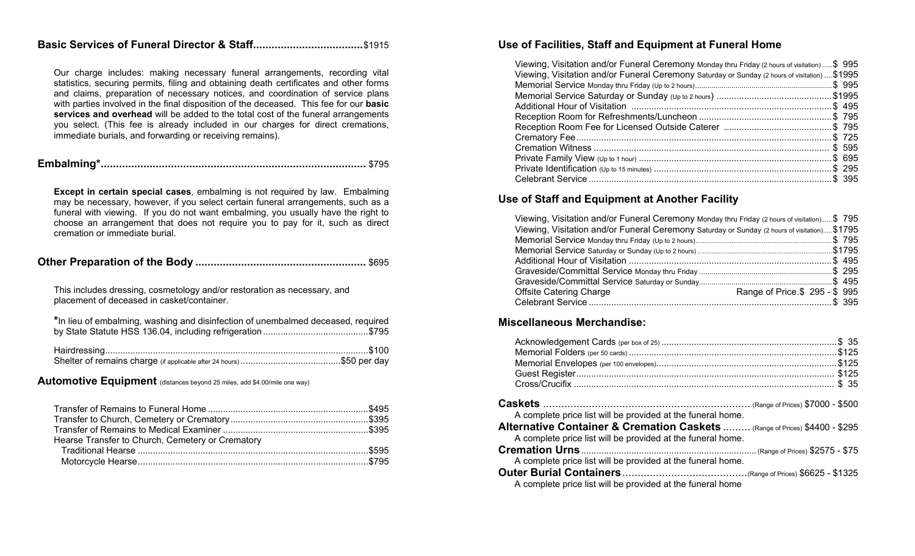## Basic Services of Funeral Director & Staff....................................$1915

Our charge includes: making necessary funeral arrangements, recording vital statistics, securing permits, filing and obtaining death certificates and other forms and claims, preparation of necessary notices, and coordination of service plans with parties involved in the final disposition of the deceased. This fee for our **basic services and overhead** will be added to the total cost of the funeral arrangements you select. (This fee is already included in our charges for direct cremations, immediate burials, and forwarding or receiving remains).

## Embalming*...................................................................................... $795

**Except in certain special cases**, embalming is not required by law. Embalming may be necessary, however, if you select certain funeral arrangements, such as a funeral with viewing. If you do not want embalming, you usually have the right to choose an arrangement that does not require you to pay for it, such as direct cremation or immediate burial.

## Other Preparation of the Body ........................................................ $695

This includes dressing, cosmetology and/or restoration as necessary, and placement of deceased in casket/container.

*In lieu of embalming, washing and disinfection of unembalmed deceased, required by State Statute HSS 136.04, including refrigeration ..........................................$795

Hairdressing........................................................................................................$100
Shelter of remains charge (if applicable after 24 hours) ........................................$50 per day

## Automotive Equipment (distances beyond 25 miles, add $4.00/mile one way)

Transfer of Remains to Funeral Home ..............................................................$495
Transfer to Church, Cemetery or Crematory......................................................$395
Transfer of Remains to Medical Examiner ..........................................................$395
Hearse Transfer to Church, Cemetery or Crematory
- Traditional Hearse ...........................................................................................$595
- Motorcycle Hearse...........................................................................................$795

## Use of Facilities, Staff and Equipment at Funeral Home

Viewing, Visitation and/or Funeral Ceremony Monday thru Friday (2 hours of visitation) ......$ 995
Viewing, Visitation and/or Funeral Ceremony Saturday or Sunday (2 hours of visitation) .....$1995
Memorial Service Monday thru Friday (Up to 2 hours)...................................................................$ 995
Memorial Service Saturday or Sunday (Up to 2 hours) .............................................$1995
Additional Hour of Visitation ................................................................................$ 495
Reception Room for Refreshments/Luncheon ....................................................$ 795
Reception Room Fee for Licensed Outside Caterer ..........................................$ 795
Crematory Fee.....................................................................................................$ 725
Cremation Witness ............................................................................................. $ 595
Private Family View (Up to 1 hour) ............................................................................$ 695
Private Identification (Up to 15 minutes) .......................................................................$ 295
Celebrant Service ................................................................................................$ 395

## Use of Staff and Equipment at Another Facility

Viewing, Visitation and/or Funeral Ceremony Monday thru Friday (2 hours of visitation)......$ 795
Viewing, Visitation and/or Funeral Ceremony Saturday or Sunday (2 hours of visitation).....$1795
Memorial Service Monday thru Friday (Up to 2 hours).......................................................................$ 795
Memorial Service Saturday or Sunday (Up to 2 hours) ......................................................................$1795
Additional Hour of Visitation .................................................................................$ 495
Graveside/Committal Service Monday thru Friday .................................................................$ 295
Graveside/Committal Service Saturday or Sunday.................................................................$ 495
Offsite Catering Charge Range of Price.$ 295 - $ 995
Celebrant Service .................................................................................................$ 395

## Miscellaneous Merchandise:

Acknowledgement Cards (per box of 25) .....................................................................$ 35
Memorial Folders (per 50 cards) ..................................................................................$125
Memorial Envelopes (per 100 envelopes).......................................................................$125
Guest Register...................................................................................................... $125
Cross/Crucifix ...................................................................................................... $ 35

**Caskets** ..................................................................... (Range of Prices) $7000 - $500
A complete price list will be provided at the funeral home.

**Alternative Container & Cremation Caskets** ......... (Range of Prices) $4400 - $295
A complete price list will be provided at the funeral home.

**Cremation Urns**......................................................................(Range of Prices) $2575 - $75
A complete price list will be provided at the funeral home.

**Outer Burial Containers**.........................................(Range of Prices) $6625 - $1325
A complete price list will be provided at the funeral home